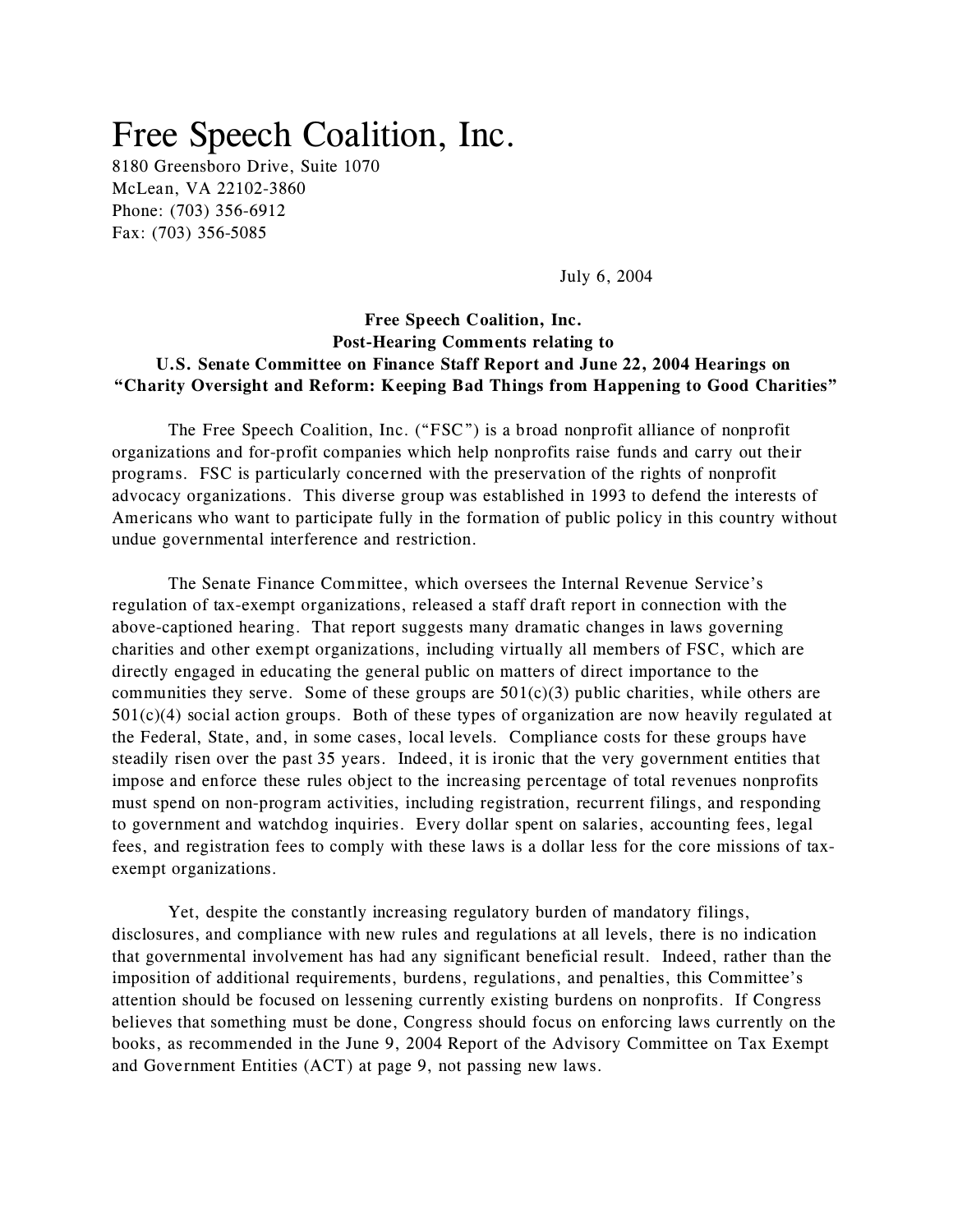# Free Speech Coalition, Inc.

8180 Greensboro Drive, Suite 1070
McLean, VA 22102-3860
Phone: (703) 356-6912
Fax: (703) 356-5085

July 6, 2004

**Free Speech Coalition, Inc.**
**Post-Hearing Comments relating to**
**U.S. Senate Committee on Finance Staff Report and June 22, 2004 Hearings on**
**"Charity Oversight and Reform: Keeping Bad Things from Happening to Good Charities"**

The Free Speech Coalition, Inc. ("FSC") is a broad nonprofit alliance of nonprofit organizations and for-profit companies which help nonprofits raise funds and carry out their programs. FSC is particularly concerned with the preservation of the rights of nonprofit advocacy organizations. This diverse group was established in 1993 to defend the interests of Americans who want to participate fully in the formation of public policy in this country without undue governmental interference and restriction.

The Senate Finance Committee, which oversees the Internal Revenue Service's regulation of tax-exempt organizations, released a staff draft report in connection with the above-captioned hearing. That report suggests many dramatic changes in laws governing charities and other exempt organizations, including virtually all members of FSC, which are directly engaged in educating the general public on matters of direct importance to the communities they serve. Some of these groups are 501(c)(3) public charities, while others are 501(c)(4) social action groups. Both of these types of organization are now heavily regulated at the Federal, State, and, in some cases, local levels. Compliance costs for these groups have steadily risen over the past 35 years. Indeed, it is ironic that the very government entities that impose and enforce these rules object to the increasing percentage of total revenues nonprofits must spend on non-program activities, including registration, recurrent filings, and responding to government and watchdog inquiries. Every dollar spent on salaries, accounting fees, legal fees, and registration fees to comply with these laws is a dollar less for the core missions of tax-exempt organizations.

Yet, despite the constantly increasing regulatory burden of mandatory filings, disclosures, and compliance with new rules and regulations at all levels, there is no indication that governmental involvement has had any significant beneficial result. Indeed, rather than the imposition of additional requirements, burdens, regulations, and penalties, this Committee's attention should be focused on lessening currently existing burdens on nonprofits. If Congress believes that something must be done, Congress should focus on enforcing laws currently on the books, as recommended in the June 9, 2004 Report of the Advisory Committee on Tax Exempt and Government Entities (ACT) at page 9, not passing new laws.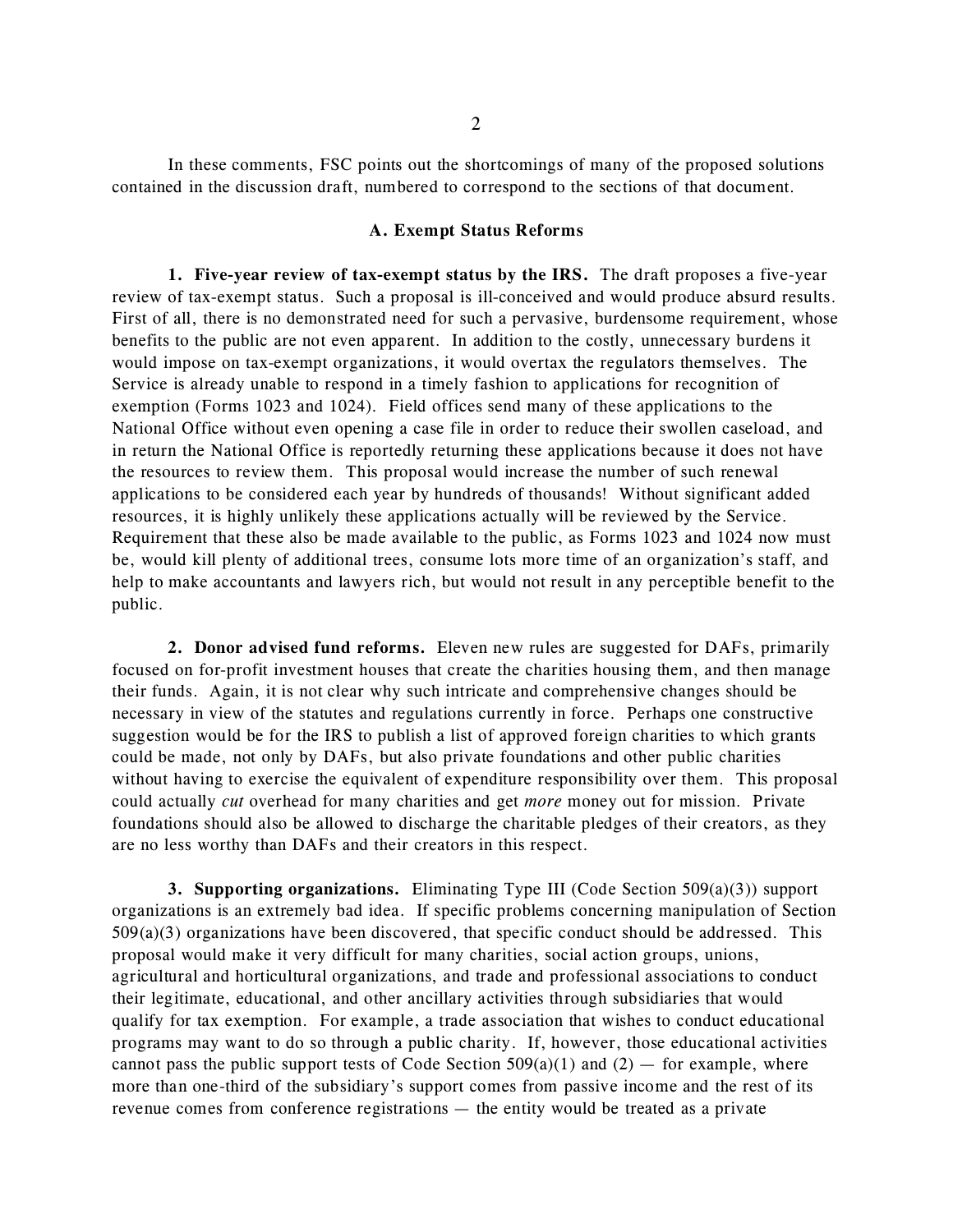In these comments, FSC points out the shortcomings of many of the proposed solutions contained in the discussion draft, numbered to correspond to the sections of that document.

### A. Exempt Status Reforms

**1. Five-year review of tax-exempt status by the IRS.** The draft proposes a five-year review of tax-exempt status. Such a proposal is ill-conceived and would produce absurd results. First of all, there is no demonstrated need for such a pervasive, burdensome requirement, whose benefits to the public are not even apparent. In addition to the costly, unnecessary burdens it would impose on tax-exempt organizations, it would overtax the regulators themselves. The Service is already unable to respond in a timely fashion to applications for recognition of exemption (Forms 1023 and 1024). Field offices send many of these applications to the National Office without even opening a case file in order to reduce their swollen caseload, and in return the National Office is reportedly returning these applications because it does not have the resources to review them. This proposal would increase the number of such renewal applications to be considered each year by hundreds of thousands! Without significant added resources, it is highly unlikely these applications actually will be reviewed by the Service. Requirement that these also be made available to the public, as Forms 1023 and 1024 now must be, would kill plenty of additional trees, consume lots more time of an organization's staff, and help to make accountants and lawyers rich, but would not result in any perceptible benefit to the public.

**2. Donor advised fund reforms.** Eleven new rules are suggested for DAFs, primarily focused on for-profit investment houses that create the charities housing them, and then manage their funds. Again, it is not clear why such intricate and comprehensive changes should be necessary in view of the statutes and regulations currently in force. Perhaps one constructive suggestion would be for the IRS to publish a list of approved foreign charities to which grants could be made, not only by DAFs, but also private foundations and other public charities without having to exercise the equivalent of expenditure responsibility over them. This proposal could actually *cut* overhead for many charities and get *more* money out for mission. Private foundations should also be allowed to discharge the charitable pledges of their creators, as they are no less worthy than DAFs and their creators in this respect.

**3. Supporting organizations.** Eliminating Type III (Code Section 509(a)(3)) support organizations is an extremely bad idea. If specific problems concerning manipulation of Section 509(a)(3) organizations have been discovered, that specific conduct should be addressed. This proposal would make it very difficult for many charities, social action groups, unions, agricultural and horticultural organizations, and trade and professional associations to conduct their legitimate, educational, and other ancillary activities through subsidiaries that would qualify for tax exemption. For example, a trade association that wishes to conduct educational programs may want to do so through a public charity. If, however, those educational activities cannot pass the public support tests of Code Section 509(a)(1) and (2) — for example, where more than one-third of the subsidiary's support comes from passive income and the rest of its revenue comes from conference registrations — the entity would be treated as a private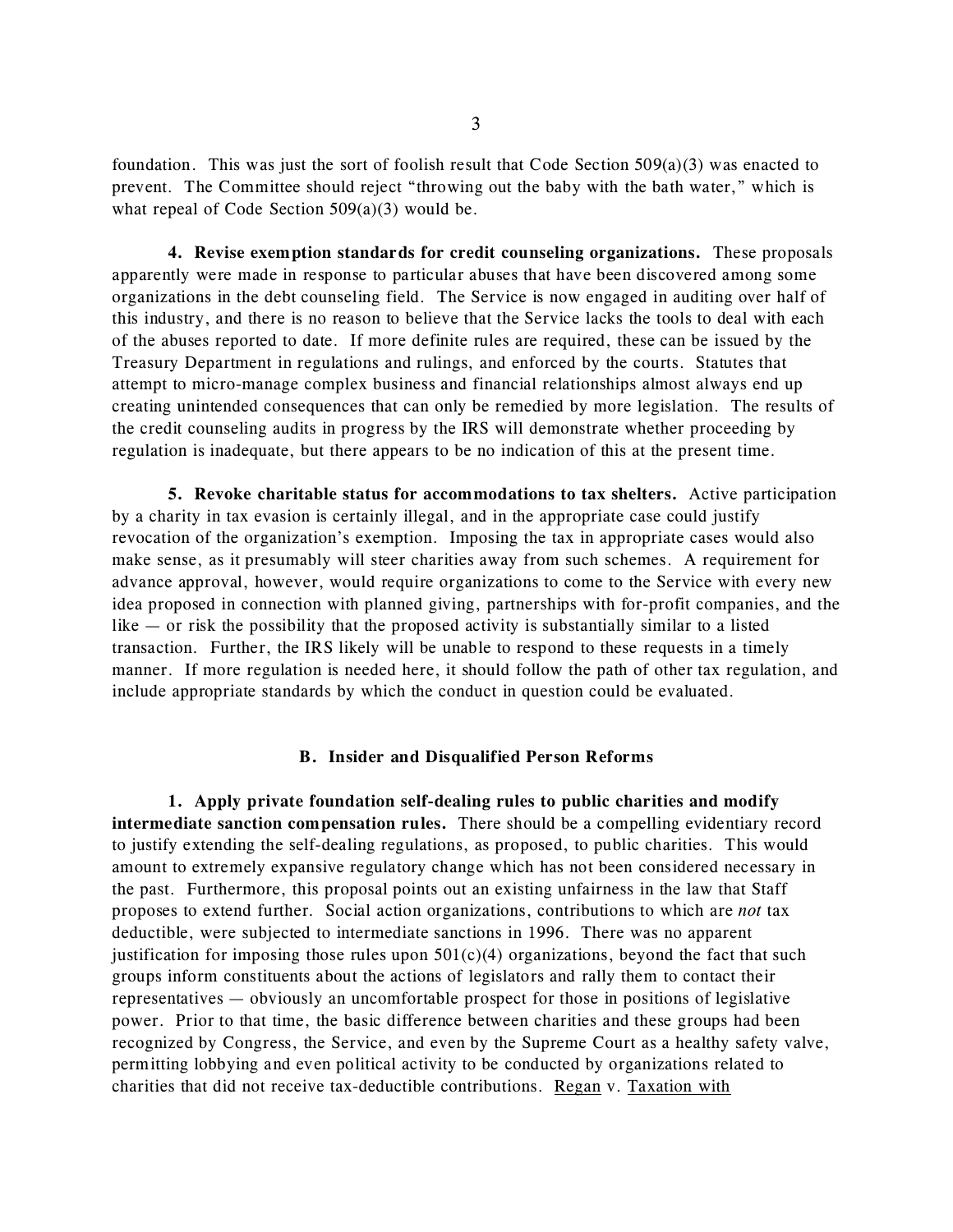foundation. This was just the sort of foolish result that Code Section 509(a)(3) was enacted to prevent. The Committee should reject "throwing out the baby with the bath water," which is what repeal of Code Section 509(a)(3) would be.

**4. Revise exemption standards for credit counseling organizations.** These proposals apparently were made in response to particular abuses that have been discovered among some organizations in the debt counseling field. The Service is now engaged in auditing over half of this industry, and there is no reason to believe that the Service lacks the tools to deal with each of the abuses reported to date. If more definite rules are required, these can be issued by the Treasury Department in regulations and rulings, and enforced by the courts. Statutes that attempt to micro-manage complex business and financial relationships almost always end up creating unintended consequences that can only be remedied by more legislation. The results of the credit counseling audits in progress by the IRS will demonstrate whether proceeding by regulation is inadequate, but there appears to be no indication of this at the present time.

**5. Revoke charitable status for accommodations to tax shelters.** Active participation by a charity in tax evasion is certainly illegal, and in the appropriate case could justify revocation of the organization's exemption. Imposing the tax in appropriate cases would also make sense, as it presumably will steer charities away from such schemes. A requirement for advance approval, however, would require organizations to come to the Service with every new idea proposed in connection with planned giving, partnerships with for-profit companies, and the like — or risk the possibility that the proposed activity is substantially similar to a listed transaction. Further, the IRS likely will be unable to respond to these requests in a timely manner. If more regulation is needed here, it should follow the path of other tax regulation, and include appropriate standards by which the conduct in question could be evaluated.

### B. Insider and Disqualified Person Reforms

**1. Apply private foundation self-dealing rules to public charities and modify intermediate sanction compensation rules.** There should be a compelling evidentiary record to justify extending the self-dealing regulations, as proposed, to public charities. This would amount to extremely expansive regulatory change which has not been considered necessary in the past. Furthermore, this proposal points out an existing unfairness in the law that Staff proposes to extend further. Social action organizations, contributions to which are *not* tax deductible, were subjected to intermediate sanctions in 1996. There was no apparent justification for imposing those rules upon 501(c)(4) organizations, beyond the fact that such groups inform constituents about the actions of legislators and rally them to contact their representatives — obviously an uncomfortable prospect for those in positions of legislative power. Prior to that time, the basic difference between charities and these groups had been recognized by Congress, the Service, and even by the Supreme Court as a healthy safety valve, permitting lobbying and even political activity to be conducted by organizations related to charities that did not receive tax-deductible contributions. Regan v. Taxation with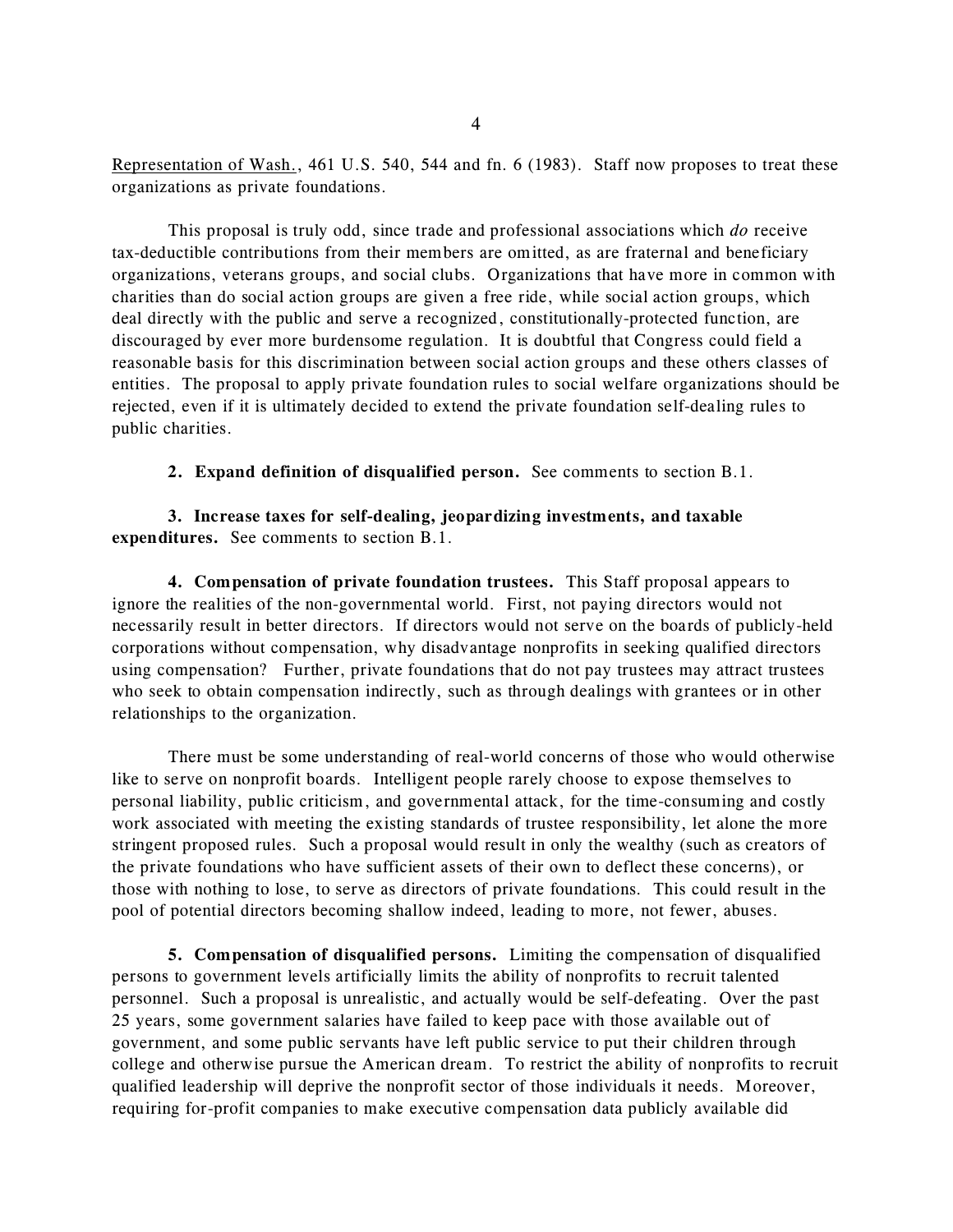Representation of Wash., 461 U.S. 540, 544 and fn. 6 (1983). Staff now proposes to treat these organizations as private foundations.

This proposal is truly odd, since trade and professional associations which *do* receive tax-deductible contributions from their members are omitted, as are fraternal and beneficiary organizations, veterans groups, and social clubs. Organizations that have more in common with charities than do social action groups are given a free ride, while social action groups, which deal directly with the public and serve a recognized, constitutionally-protected function, are discouraged by ever more burdensome regulation. It is doubtful that Congress could field a reasonable basis for this discrimination between social action groups and these others classes of entities. The proposal to apply private foundation rules to social welfare organizations should be rejected, even if it is ultimately decided to extend the private foundation self-dealing rules to public charities.

**2. Expand definition of disqualified person.** See comments to section B.1.

**3. Increase taxes for self-dealing, jeopardizing investments, and taxable expenditures.** See comments to section B.1.

**4. Compensation of private foundation trustees.** This Staff proposal appears to ignore the realities of the non-governmental world. First, not paying directors would not necessarily result in better directors. If directors would not serve on the boards of publicly-held corporations without compensation, why disadvantage nonprofits in seeking qualified directors using compensation? Further, private foundations that do not pay trustees may attract trustees who seek to obtain compensation indirectly, such as through dealings with grantees or in other relationships to the organization.

There must be some understanding of real-world concerns of those who would otherwise like to serve on nonprofit boards. Intelligent people rarely choose to expose themselves to personal liability, public criticism, and governmental attack, for the time-consuming and costly work associated with meeting the existing standards of trustee responsibility, let alone the more stringent proposed rules. Such a proposal would result in only the wealthy (such as creators of the private foundations who have sufficient assets of their own to deflect these concerns), or those with nothing to lose, to serve as directors of private foundations. This could result in the pool of potential directors becoming shallow indeed, leading to more, not fewer, abuses.

**5. Compensation of disqualified persons.** Limiting the compensation of disqualified persons to government levels artificially limits the ability of nonprofits to recruit talented personnel. Such a proposal is unrealistic, and actually would be self-defeating. Over the past 25 years, some government salaries have failed to keep pace with those available out of government, and some public servants have left public service to put their children through college and otherwise pursue the American dream. To restrict the ability of nonprofits to recruit qualified leadership will deprive the nonprofit sector of those individuals it needs. Moreover, requiring for-profit companies to make executive compensation data publicly available did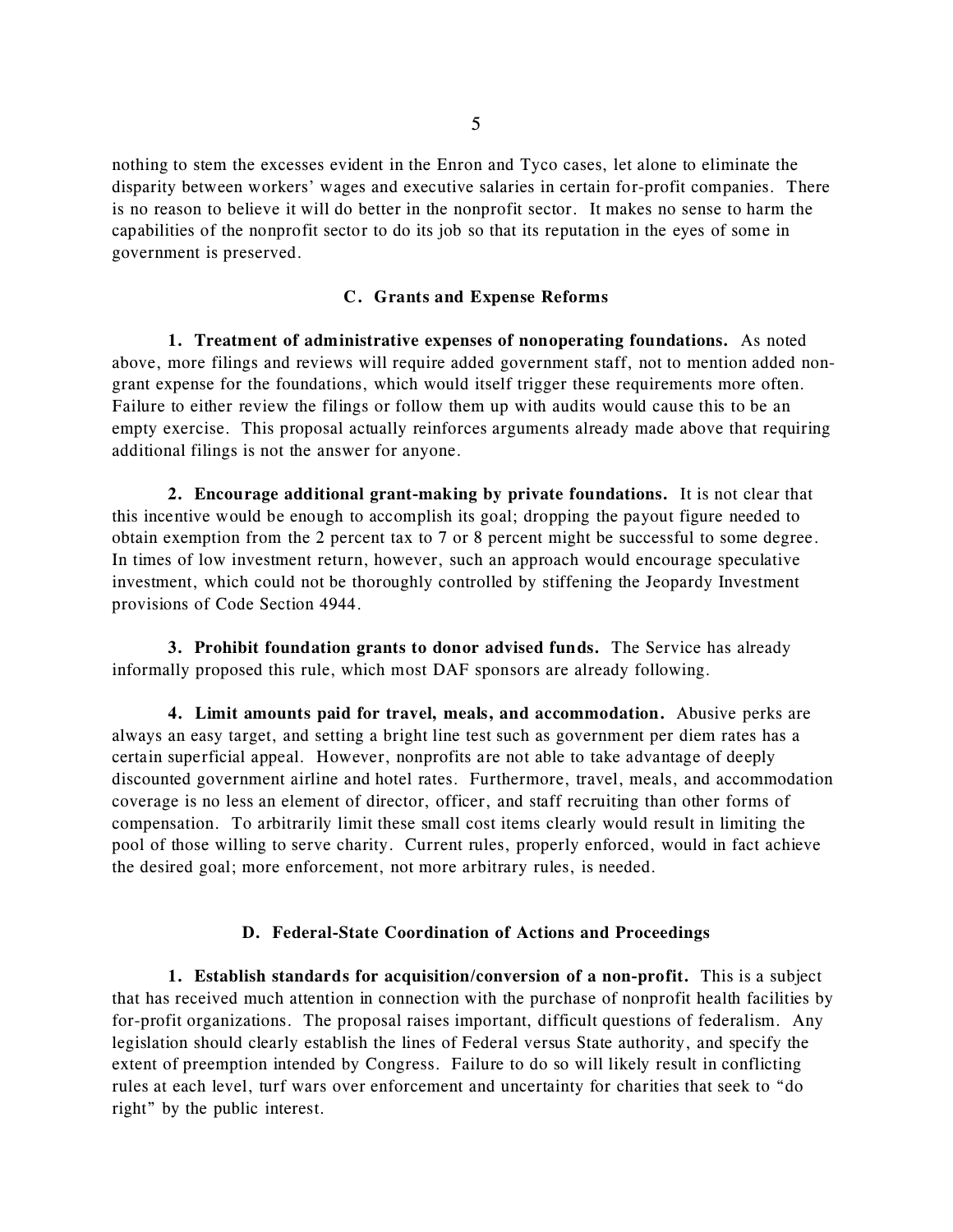nothing to stem the excesses evident in the Enron and Tyco cases, let alone to eliminate the disparity between workers' wages and executive salaries in certain for-profit companies. There is no reason to believe it will do better in the nonprofit sector. It makes no sense to harm the capabilities of the nonprofit sector to do its job so that its reputation in the eyes of some in government is preserved.

### C. Grants and Expense Reforms

**1. Treatment of administrative expenses of nonoperating foundations.** As noted above, more filings and reviews will require added government staff, not to mention added non-grant expense for the foundations, which would itself trigger these requirements more often. Failure to either review the filings or follow them up with audits would cause this to be an empty exercise. This proposal actually reinforces arguments already made above that requiring additional filings is not the answer for anyone.

**2. Encourage additional grant-making by private foundations.** It is not clear that this incentive would be enough to accomplish its goal; dropping the payout figure needed to obtain exemption from the 2 percent tax to 7 or 8 percent might be successful to some degree. In times of low investment return, however, such an approach would encourage speculative investment, which could not be thoroughly controlled by stiffening the Jeopardy Investment provisions of Code Section 4944.

**3. Prohibit foundation grants to donor advised funds.** The Service has already informally proposed this rule, which most DAF sponsors are already following.

**4. Limit amounts paid for travel, meals, and accommodation.** Abusive perks are always an easy target, and setting a bright line test such as government per diem rates has a certain superficial appeal. However, nonprofits are not able to take advantage of deeply discounted government airline and hotel rates. Furthermore, travel, meals, and accommodation coverage is no less an element of director, officer, and staff recruiting than other forms of compensation. To arbitrarily limit these small cost items clearly would result in limiting the pool of those willing to serve charity. Current rules, properly enforced, would in fact achieve the desired goal; more enforcement, not more arbitrary rules, is needed.

### D. Federal-State Coordination of Actions and Proceedings

**1. Establish standards for acquisition/conversion of a non-profit.** This is a subject that has received much attention in connection with the purchase of nonprofit health facilities by for-profit organizations. The proposal raises important, difficult questions of federalism. Any legislation should clearly establish the lines of Federal versus State authority, and specify the extent of preemption intended by Congress. Failure to do so will likely result in conflicting rules at each level, turf wars over enforcement and uncertainty for charities that seek to "do right" by the public interest.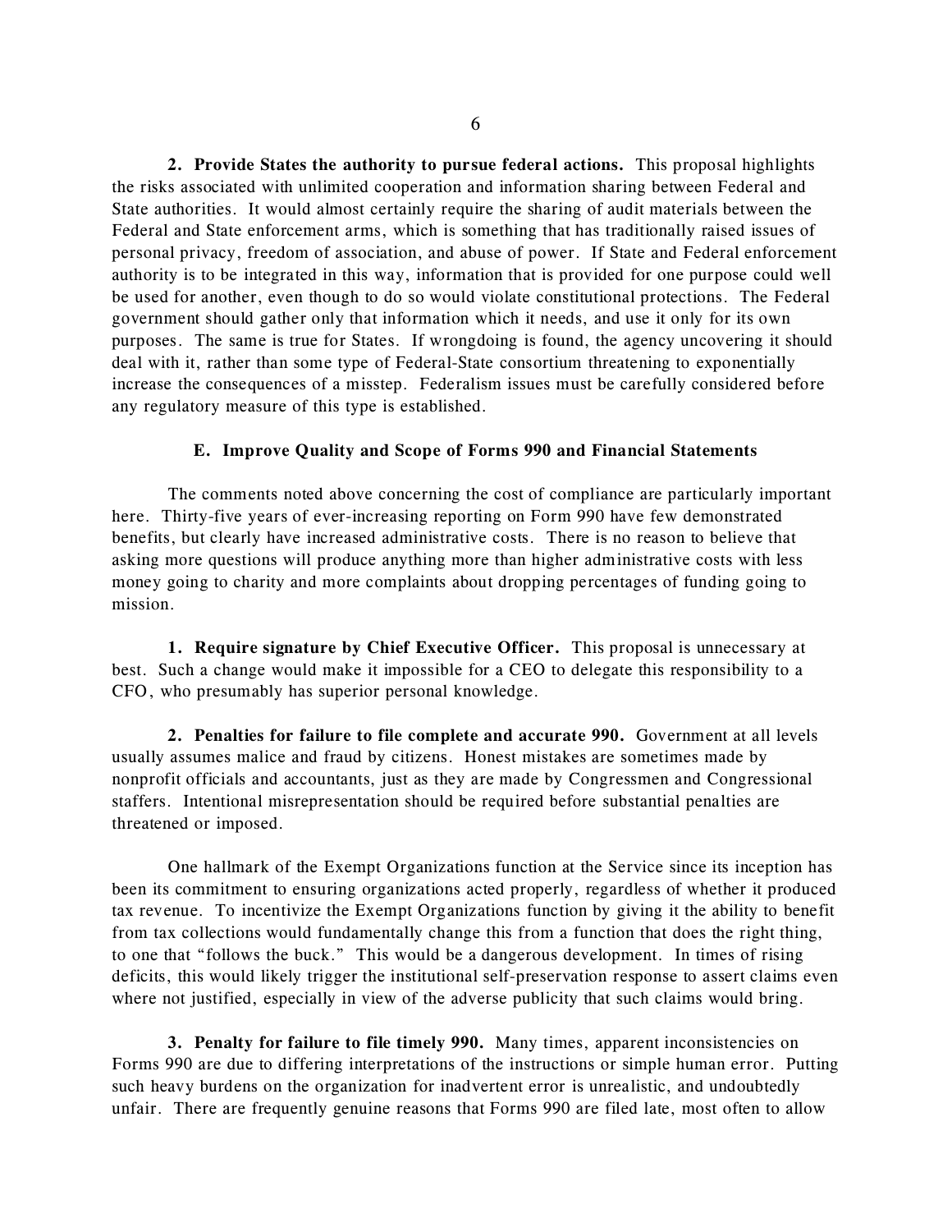**2. Provide States the authority to pursue federal actions.** This proposal highlights the risks associated with unlimited cooperation and information sharing between Federal and State authorities. It would almost certainly require the sharing of audit materials between the Federal and State enforcement arms, which is something that has traditionally raised issues of personal privacy, freedom of association, and abuse of power. If State and Federal enforcement authority is to be integrated in this way, information that is provided for one purpose could well be used for another, even though to do so would violate constitutional protections. The Federal government should gather only that information which it needs, and use it only for its own purposes. The same is true for States. If wrongdoing is found, the agency uncovering it should deal with it, rather than some type of Federal-State consortium threatening to exponentially increase the consequences of a misstep. Federalism issues must be carefully considered before any regulatory measure of this type is established.

### E. Improve Quality and Scope of Forms 990 and Financial Statements

The comments noted above concerning the cost of compliance are particularly important here. Thirty-five years of ever-increasing reporting on Form 990 have few demonstrated benefits, but clearly have increased administrative costs. There is no reason to believe that asking more questions will produce anything more than higher administrative costs with less money going to charity and more complaints about dropping percentages of funding going to mission.

**1. Require signature by Chief Executive Officer.** This proposal is unnecessary at best. Such a change would make it impossible for a CEO to delegate this responsibility to a CFO, who presumably has superior personal knowledge.

**2. Penalties for failure to file complete and accurate 990.** Government at all levels usually assumes malice and fraud by citizens. Honest mistakes are sometimes made by nonprofit officials and accountants, just as they are made by Congressmen and Congressional staffers. Intentional misrepresentation should be required before substantial penalties are threatened or imposed.

One hallmark of the Exempt Organizations function at the Service since its inception has been its commitment to ensuring organizations acted properly, regardless of whether it produced tax revenue. To incentivize the Exempt Organizations function by giving it the ability to benefit from tax collections would fundamentally change this from a function that does the right thing, to one that "follows the buck." This would be a dangerous development. In times of rising deficits, this would likely trigger the institutional self-preservation response to assert claims even where not justified, especially in view of the adverse publicity that such claims would bring.

**3. Penalty for failure to file timely 990.** Many times, apparent inconsistencies on Forms 990 are due to differing interpretations of the instructions or simple human error. Putting such heavy burdens on the organization for inadvertent error is unrealistic, and undoubtedly unfair. There are frequently genuine reasons that Forms 990 are filed late, most often to allow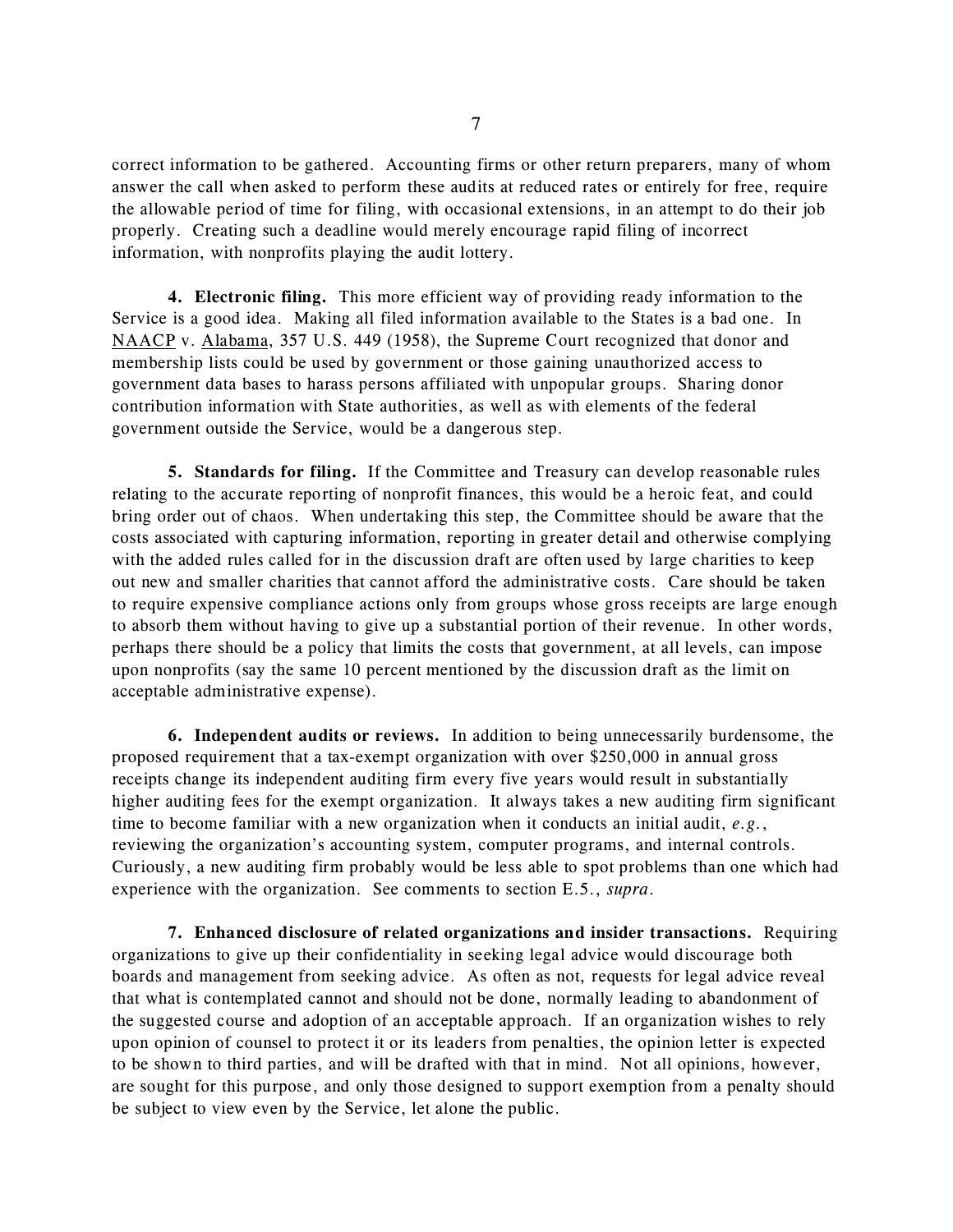correct information to be gathered. Accounting firms or other return preparers, many of whom answer the call when asked to perform these audits at reduced rates or entirely for free, require the allowable period of time for filing, with occasional extensions, in an attempt to do their job properly. Creating such a deadline would merely encourage rapid filing of incorrect information, with nonprofits playing the audit lottery.

**4. Electronic filing.** This more efficient way of providing ready information to the Service is a good idea. Making all filed information available to the States is a bad one. In NAACP v. Alabama, 357 U.S. 449 (1958), the Supreme Court recognized that donor and membership lists could be used by government or those gaining unauthorized access to government data bases to harass persons affiliated with unpopular groups. Sharing donor contribution information with State authorities, as well as with elements of the federal government outside the Service, would be a dangerous step.

**5. Standards for filing.** If the Committee and Treasury can develop reasonable rules relating to the accurate reporting of nonprofit finances, this would be a heroic feat, and could bring order out of chaos. When undertaking this step, the Committee should be aware that the costs associated with capturing information, reporting in greater detail and otherwise complying with the added rules called for in the discussion draft are often used by large charities to keep out new and smaller charities that cannot afford the administrative costs. Care should be taken to require expensive compliance actions only from groups whose gross receipts are large enough to absorb them without having to give up a substantial portion of their revenue. In other words, perhaps there should be a policy that limits the costs that government, at all levels, can impose upon nonprofits (say the same 10 percent mentioned by the discussion draft as the limit on acceptable administrative expense).

**6. Independent audits or reviews.** In addition to being unnecessarily burdensome, the proposed requirement that a tax-exempt organization with over $250,000 in annual gross receipts change its independent auditing firm every five years would result in substantially higher auditing fees for the exempt organization. It always takes a new auditing firm significant time to become familiar with a new organization when it conducts an initial audit, *e.g.*, reviewing the organization's accounting system, computer programs, and internal controls. Curiously, a new auditing firm probably would be less able to spot problems than one which had experience with the organization. See comments to section E.5., *supra*.

**7. Enhanced disclosure of related organizations and insider transactions.** Requiring organizations to give up their confidentiality in seeking legal advice would discourage both boards and management from seeking advice. As often as not, requests for legal advice reveal that what is contemplated cannot and should not be done, normally leading to abandonment of the suggested course and adoption of an acceptable approach. If an organization wishes to rely upon opinion of counsel to protect it or its leaders from penalties, the opinion letter is expected to be shown to third parties, and will be drafted with that in mind. Not all opinions, however, are sought for this purpose, and only those designed to support exemption from a penalty should be subject to view even by the Service, let alone the public.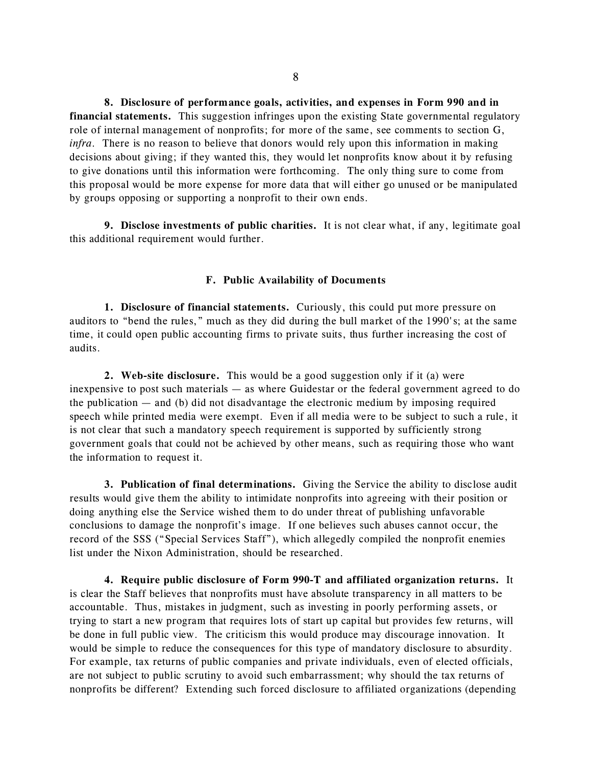**8. Disclosure of performance goals, activities, and expenses in Form 990 and in financial statements.** This suggestion infringes upon the existing State governmental regulatory role of internal management of nonprofits; for more of the same, see comments to section G, *infra*. There is no reason to believe that donors would rely upon this information in making decisions about giving; if they wanted this, they would let nonprofits know about it by refusing to give donations until this information were forthcoming. The only thing sure to come from this proposal would be more expense for more data that will either go unused or be manipulated by groups opposing or supporting a nonprofit to their own ends.

**9. Disclose investments of public charities.** It is not clear what, if any, legitimate goal this additional requirement would further.

### F. Public Availability of Documents

**1. Disclosure of financial statements.** Curiously, this could put more pressure on auditors to "bend the rules," much as they did during the bull market of the 1990's; at the same time, it could open public accounting firms to private suits, thus further increasing the cost of audits.

**2. Web-site disclosure.** This would be a good suggestion only if it (a) were inexpensive to post such materials — as where Guidestar or the federal government agreed to do the publication — and (b) did not disadvantage the electronic medium by imposing required speech while printed media were exempt. Even if all media were to be subject to such a rule, it is not clear that such a mandatory speech requirement is supported by sufficiently strong government goals that could not be achieved by other means, such as requiring those who want the information to request it.

**3. Publication of final determinations.** Giving the Service the ability to disclose audit results would give them the ability to intimidate nonprofits into agreeing with their position or doing anything else the Service wished them to do under threat of publishing unfavorable conclusions to damage the nonprofit's image. If one believes such abuses cannot occur, the record of the SSS ("Special Services Staff"), which allegedly compiled the nonprofit enemies list under the Nixon Administration, should be researched.

**4. Require public disclosure of Form 990-T and affiliated organization returns.** It is clear the Staff believes that nonprofits must have absolute transparency in all matters to be accountable. Thus, mistakes in judgment, such as investing in poorly performing assets, or trying to start a new program that requires lots of start up capital but provides few returns, will be done in full public view. The criticism this would produce may discourage innovation. It would be simple to reduce the consequences for this type of mandatory disclosure to absurdity. For example, tax returns of public companies and private individuals, even of elected officials, are not subject to public scrutiny to avoid such embarrassment; why should the tax returns of nonprofits be different? Extending such forced disclosure to affiliated organizations (depending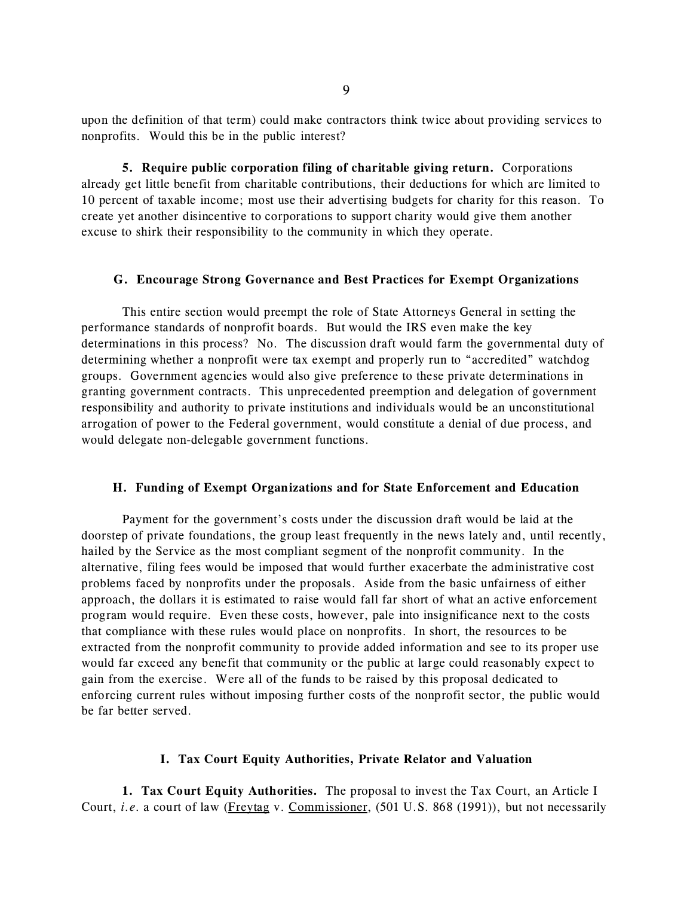upon the definition of that term) could make contractors think twice about providing services to nonprofits. Would this be in the public interest?

**5. Require public corporation filing of charitable giving return.** Corporations already get little benefit from charitable contributions, their deductions for which are limited to 10 percent of taxable income; most use their advertising budgets for charity for this reason. To create yet another disincentive to corporations to support charity would give them another excuse to shirk their responsibility to the community in which they operate.

### G. Encourage Strong Governance and Best Practices for Exempt Organizations

This entire section would preempt the role of State Attorneys General in setting the performance standards of nonprofit boards. But would the IRS even make the key determinations in this process? No. The discussion draft would farm the governmental duty of determining whether a nonprofit were tax exempt and properly run to "accredited" watchdog groups. Government agencies would also give preference to these private determinations in granting government contracts. This unprecedented preemption and delegation of government responsibility and authority to private institutions and individuals would be an unconstitutional arrogation of power to the Federal government, would constitute a denial of due process, and would delegate non-delegable government functions.

### H. Funding of Exempt Organizations and for State Enforcement and Education

Payment for the government's costs under the discussion draft would be laid at the doorstep of private foundations, the group least frequently in the news lately and, until recently, hailed by the Service as the most compliant segment of the nonprofit community. In the alternative, filing fees would be imposed that would further exacerbate the administrative cost problems faced by nonprofits under the proposals. Aside from the basic unfairness of either approach, the dollars it is estimated to raise would fall far short of what an active enforcement program would require. Even these costs, however, pale into insignificance next to the costs that compliance with these rules would place on nonprofits. In short, the resources to be extracted from the nonprofit community to provide added information and see to its proper use would far exceed any benefit that community or the public at large could reasonably expect to gain from the exercise. Were all of the funds to be raised by this proposal dedicated to enforcing current rules without imposing further costs of the nonprofit sector, the public would be far better served.

### I. Tax Court Equity Authorities, Private Relator and Valuation

**1. Tax Court Equity Authorities.** The proposal to invest the Tax Court, an Article I Court, *i.e.* a court of law (Freytag v. Commissioner, (501 U.S. 868 (1991)), but not necessarily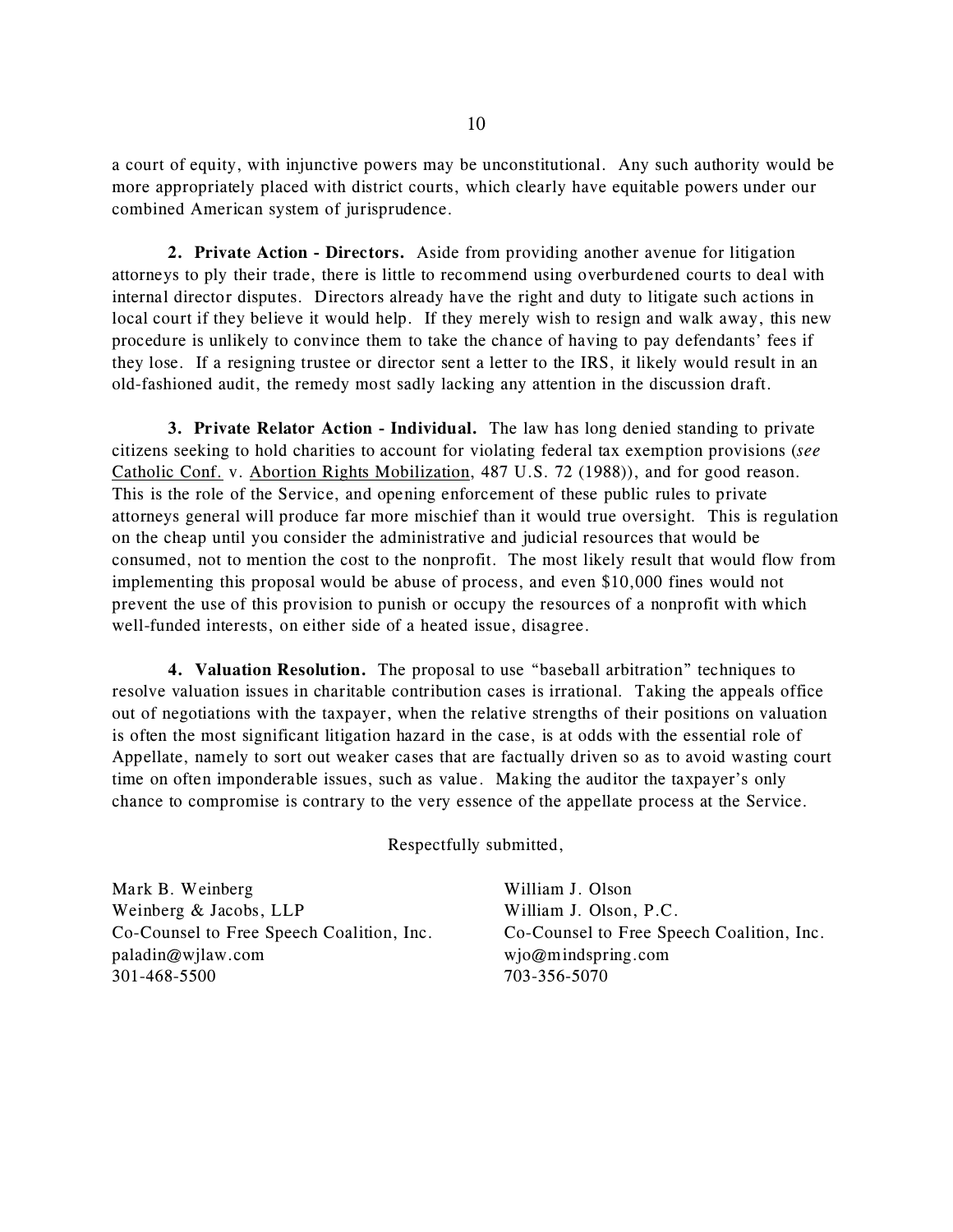a court of equity, with injunctive powers may be unconstitutional. Any such authority would be more appropriately placed with district courts, which clearly have equitable powers under our combined American system of jurisprudence.

**2. Private Action - Directors.** Aside from providing another avenue for litigation attorneys to ply their trade, there is little to recommend using overburdened courts to deal with internal director disputes. Directors already have the right and duty to litigate such actions in local court if they believe it would help. If they merely wish to resign and walk away, this new procedure is unlikely to convince them to take the chance of having to pay defendants' fees if they lose. If a resigning trustee or director sent a letter to the IRS, it likely would result in an old-fashioned audit, the remedy most sadly lacking any attention in the discussion draft.

**3. Private Relator Action - Individual.** The law has long denied standing to private citizens seeking to hold charities to account for violating federal tax exemption provisions (*see* Catholic Conf. v. Abortion Rights Mobilization, 487 U.S. 72 (1988)), and for good reason. This is the role of the Service, and opening enforcement of these public rules to private attorneys general will produce far more mischief than it would true oversight. This is regulation on the cheap until you consider the administrative and judicial resources that would be consumed, not to mention the cost to the nonprofit. The most likely result that would flow from implementing this proposal would be abuse of process, and even \$10,000 fines would not prevent the use of this provision to punish or occupy the resources of a nonprofit with which well-funded interests, on either side of a heated issue, disagree.

**4. Valuation Resolution.** The proposal to use "baseball arbitration" techniques to resolve valuation issues in charitable contribution cases is irrational. Taking the appeals office out of negotiations with the taxpayer, when the relative strengths of their positions on valuation is often the most significant litigation hazard in the case, is at odds with the essential role of Appellate, namely to sort out weaker cases that are factually driven so as to avoid wasting court time on often imponderable issues, such as value. Making the auditor the taxpayer's only chance to compromise is contrary to the very essence of the appellate process at the Service.

Respectfully submitted,

Mark B. Weinberg
Weinberg & Jacobs, LLP
Co-Counsel to Free Speech Coalition, Inc.
paladin@wjlaw.com
301-468-5500

William J. Olson
William J. Olson, P.C.
Co-Counsel to Free Speech Coalition, Inc.
wjo@mindspring.com
703-356-5070